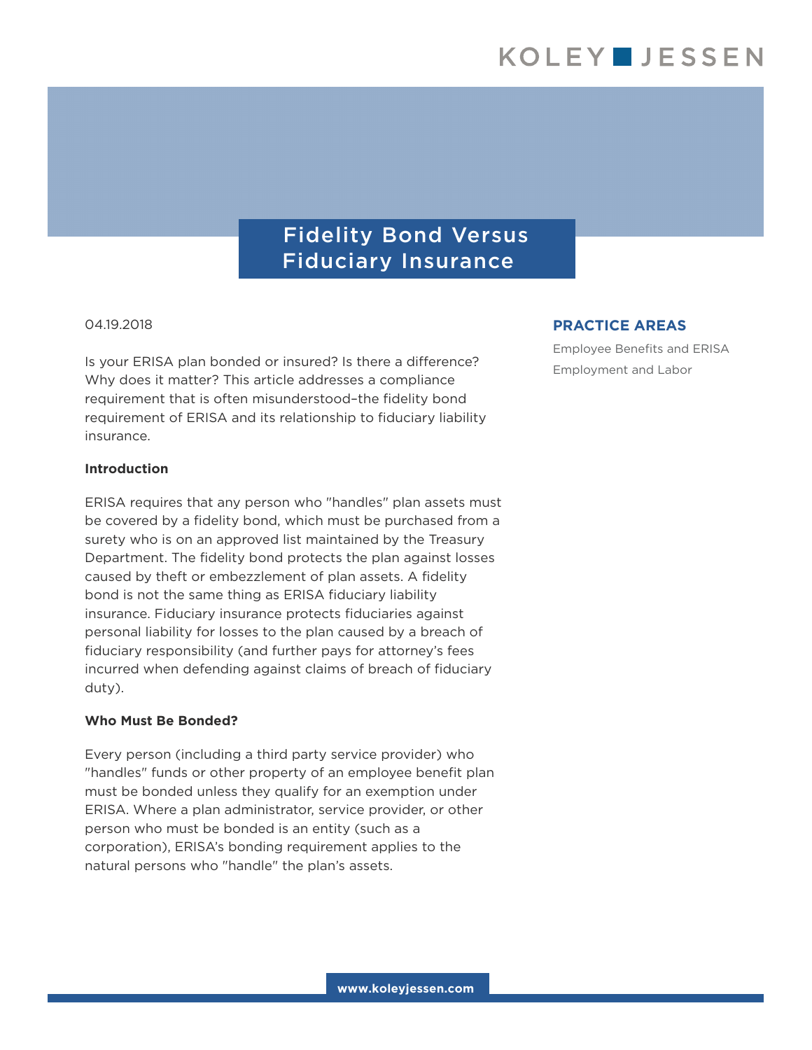# Fidelity Bond Versus Fiduciary Insurance

04.19.2018

**PRACTICE AREAS**

Employee Benefits and ERISA

Employment and Labor

Is your ERISA plan bonded or insured? Is there a difference? Why does it matter? This article addresses a compliance requirement that is often misunderstood–the fidelity bond requirement of ERISA and its relationship to fiduciary liability insurance.

**Introduction**

ERISA requires that any person who "handles" plan assets must be covered by a fidelity bond, which must be purchased from a surety who is on an approved list maintained by the Treasury Department. The fidelity bond protects the plan against losses caused by theft or embezzlement of plan assets. A fidelity bond is not the same thing as ERISA fiduciary liability insurance. Fiduciary insurance protects fiduciaries against personal liability for losses to the plan caused by a breach of fiduciary responsibility (and further pays for attorney's fees incurred when defending against claims of breach of fiduciary duty).

**Who Must Be Bonded?**

Every person (including a third party service provider) who "handles" funds or other property of an employee benefit plan must be bonded unless they qualify for an exemption under ERISA. Where a plan administrator, service provider, or other person who must be bonded is an entity (such as a corporation), ERISA's bonding requirement applies to the natural persons who "handle" the plan's assets.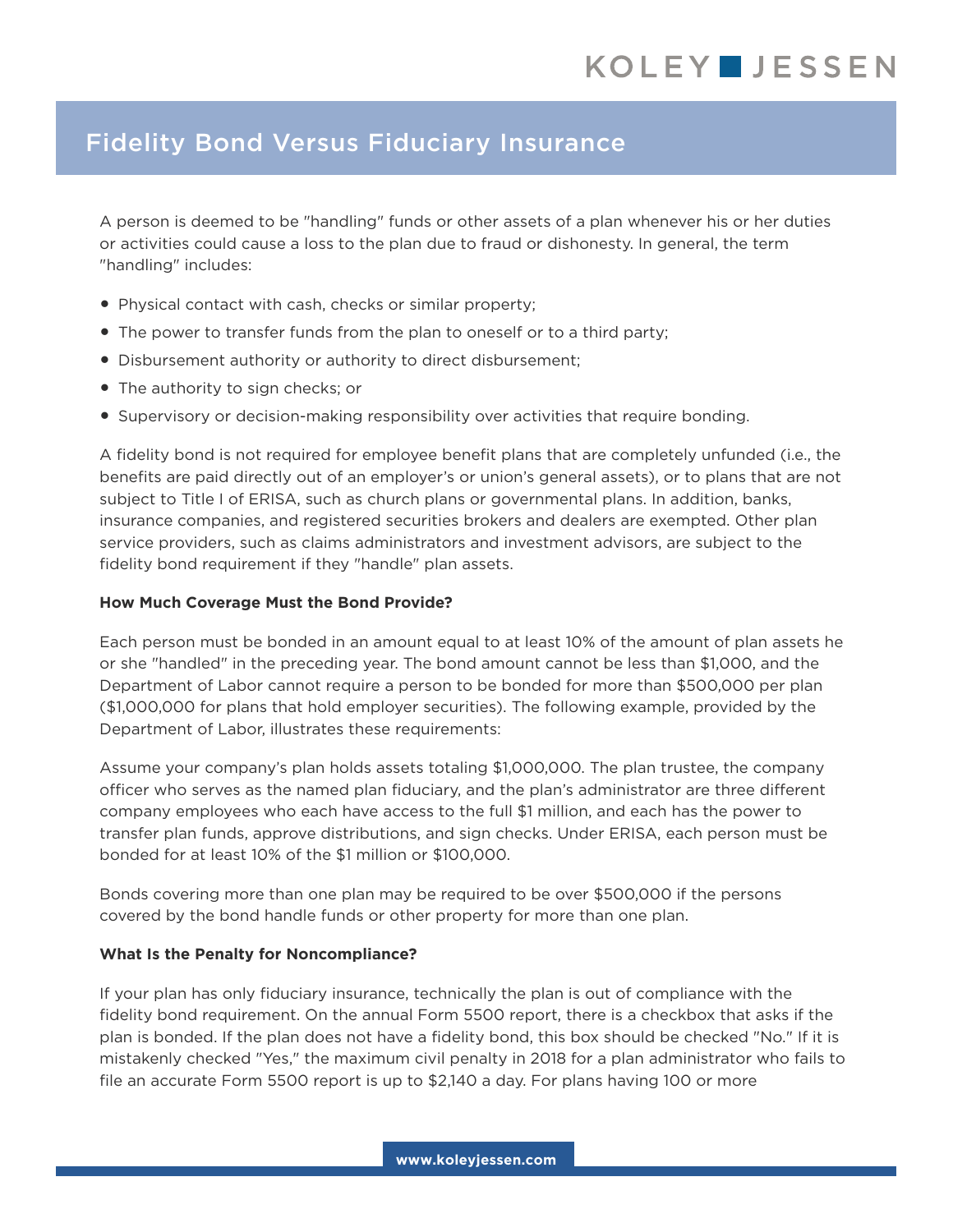A person is deemed to be "handling" funds or other assets of a plan whenever his or her duties or activities could cause a loss to the plan due to fraud or dishonesty. In general, the term "handling" includes:

- Physical contact with cash, checks or similar property;
- The power to transfer funds from the plan to oneself or to a third party;
- Disbursement authority or authority to direct disbursement;
- The authority to sign checks; or
- Supervisory or decision-making responsibility over activities that require bonding.

A fidelity bond is not required for employee benefit plans that are completely unfunded (i.e., the benefits are paid directly out of an employer's or union's general assets), or to plans that are not subject to Title I of ERISA, such as church plans or governmental plans. In addition, banks, insurance companies, and registered securities brokers and dealers are exempted. Other plan service providers, such as claims administrators and investment advisors, are subject to the fidelity bond requirement if they "handle" plan assets.

**How Much Coverage Must the Bond Provide?**

Each person must be bonded in an amount equal to at least 10% of the amount of plan assets he or she "handled" in the preceding year. The bond amount cannot be less than $1,000, and the Department of Labor cannot require a person to be bonded for more than $500,000 per plan ($1,000,000 for plans that hold employer securities). The following example, provided by the Department of Labor, illustrates these requirements:

Assume your company's plan holds assets totaling $1,000,000. The plan trustee, the company officer who serves as the named plan fiduciary, and the plan's administrator are three different company employees who each have access to the full $1 million, and each has the power to transfer plan funds, approve distributions, and sign checks. Under ERISA, each person must be bonded for at least 10% of the $1 million or $100,000.

Bonds covering more than one plan may be required to be over $500,000 if the persons covered by the bond handle funds or other property for more than one plan.

**What Is the Penalty for Noncompliance?**

If your plan has only fiduciary insurance, technically the plan is out of compliance with the fidelity bond requirement. On the annual Form 5500 report, there is a checkbox that asks if the plan is bonded. If the plan does not have a fidelity bond, this box should be checked "No." If it is mistakenly checked "Yes," the maximum civil penalty in 2018 for a plan administrator who fails to file an accurate Form 5500 report is up to $2,140 a day. For plans having 100 or more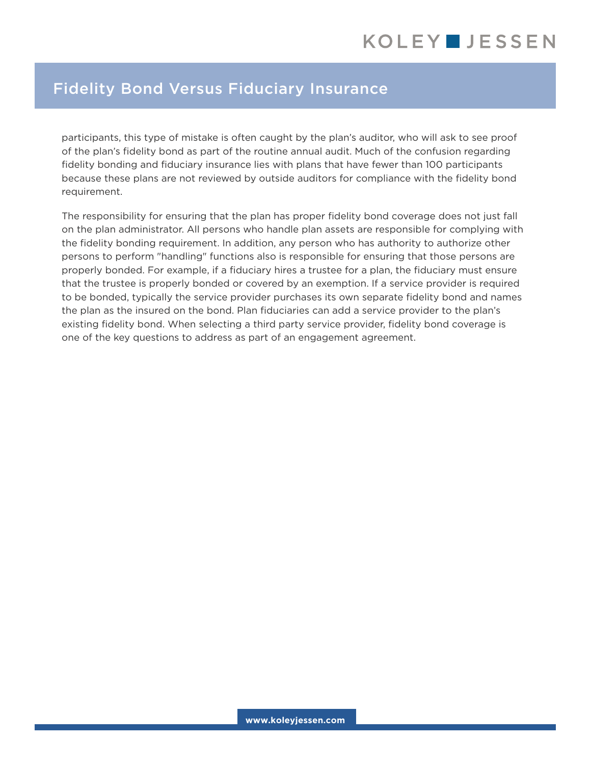participants, this type of mistake is often caught by the plan's auditor, who will ask to see proof of the plan's fidelity bond as part of the routine annual audit. Much of the confusion regarding fidelity bonding and fiduciary insurance lies with plans that have fewer than 100 participants because these plans are not reviewed by outside auditors for compliance with the fidelity bond requirement.

The responsibility for ensuring that the plan has proper fidelity bond coverage does not just fall on the plan administrator. All persons who handle plan assets are responsible for complying with the fidelity bonding requirement. In addition, any person who has authority to authorize other persons to perform "handling" functions also is responsible for ensuring that those persons are properly bonded. For example, if a fiduciary hires a trustee for a plan, the fiduciary must ensure that the trustee is properly bonded or covered by an exemption. If a service provider is required to be bonded, typically the service provider purchases its own separate fidelity bond and names the plan as the insured on the bond. Plan fiduciaries can add a service provider to the plan's existing fidelity bond. When selecting a third party service provider, fidelity bond coverage is one of the key questions to address as part of an engagement agreement.